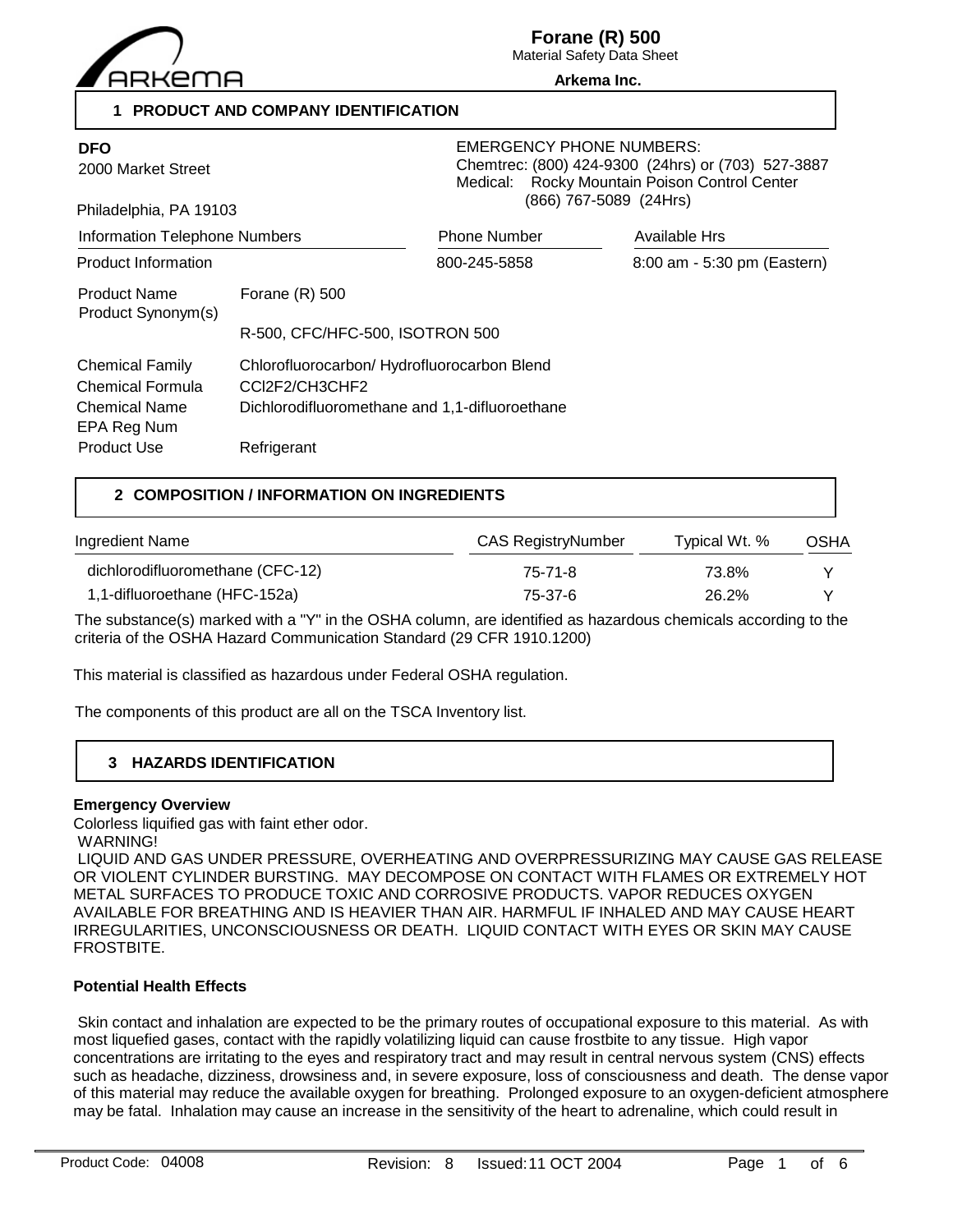**Forane (R) 500**
Material Safety Data Sheet
**Arkema Inc.**

## 1 PRODUCT AND COMPANY IDENTIFICATION

**DFO**
2000 Market Street

Philadelphia, PA 19103

EMERGENCY PHONE NUMBERS:
Chemtrec: (800) 424-9300 (24hrs) or (703) 527-3887
Medical: Rocky Mountain Poison Control Center
(866) 767-5089 (24Hrs)

| Information Telephone Numbers | Phone Number | Available Hrs |
|---|---|---|
| Product Information | 800-245-5858 | 8:00 am - 5:30 pm (Eastern) |

| | |
|---|---|
| Product Name | Forane (R) 500 |
| Product Synonym(s) | R-500, CFC/HFC-500, ISOTRON 500 |
| Chemical Family | Chlorofluorocarbon/ Hydrofluorocarbon Blend |
| Chemical Formula | $CCl_2F_2/CH_3CHF_2$ |
| Chemical Name | Dichlorodifluoromethane and 1,1-difluoroethane |
| EPA Reg Num | |
| Product Use | Refrigerant |

## 2 COMPOSITION / INFORMATION ON INGREDIENTS

| Ingredient Name | CAS RegistryNumber | Typical Wt. % | OSHA |
|---|---|---|---|
| dichlorodifluoromethane (CFC-12) | 75-71-8 | 73.8% | Y |
| 1,1-difluoroethane (HFC-152a) | 75-37-6 | 26.2% | Y |

The substance(s) marked with a "Y" in the OSHA column, are identified as hazardous chemicals according to the criteria of the OSHA Hazard Communication Standard (29 CFR 1910.1200)

This material is classified as hazardous under Federal OSHA regulation.

The components of this product are all on the TSCA Inventory list.

## 3 HAZARDS IDENTIFICATION

**Emergency Overview**

Colorless liquified gas with faint ether odor.
WARNING!
LIQUID AND GAS UNDER PRESSURE, OVERHEATING AND OVERPRESSURIZING MAY CAUSE GAS RELEASE OR VIOLENT CYLINDER BURSTING. MAY DECOMPOSE ON CONTACT WITH FLAMES OR EXTREMELY HOT METAL SURFACES TO PRODUCE TOXIC AND CORROSIVE PRODUCTS. VAPOR REDUCES OXYGEN AVAILABLE FOR BREATHING AND IS HEAVIER THAN AIR. HARMFUL IF INHALED AND MAY CAUSE HEART IRREGULARITIES, UNCONSCIOUSNESS OR DEATH. LIQUID CONTACT WITH EYES OR SKIN MAY CAUSE FROSTBITE.

**Potential Health Effects**

Skin contact and inhalation are expected to be the primary routes of occupational exposure to this material. As with most liquefied gases, contact with the rapidly volatilizing liquid can cause frostbite to any tissue. High vapor concentrations are irritating to the eyes and respiratory tract and may result in central nervous system (CNS) effects such as headache, dizziness, drowsiness and, in severe exposure, loss of consciousness and death. The dense vapor of this material may reduce the available oxygen for breathing. Prolonged exposure to an oxygen-deficient atmosphere may be fatal. Inhalation may cause an increase in the sensitivity of the heart to adrenaline, which could result in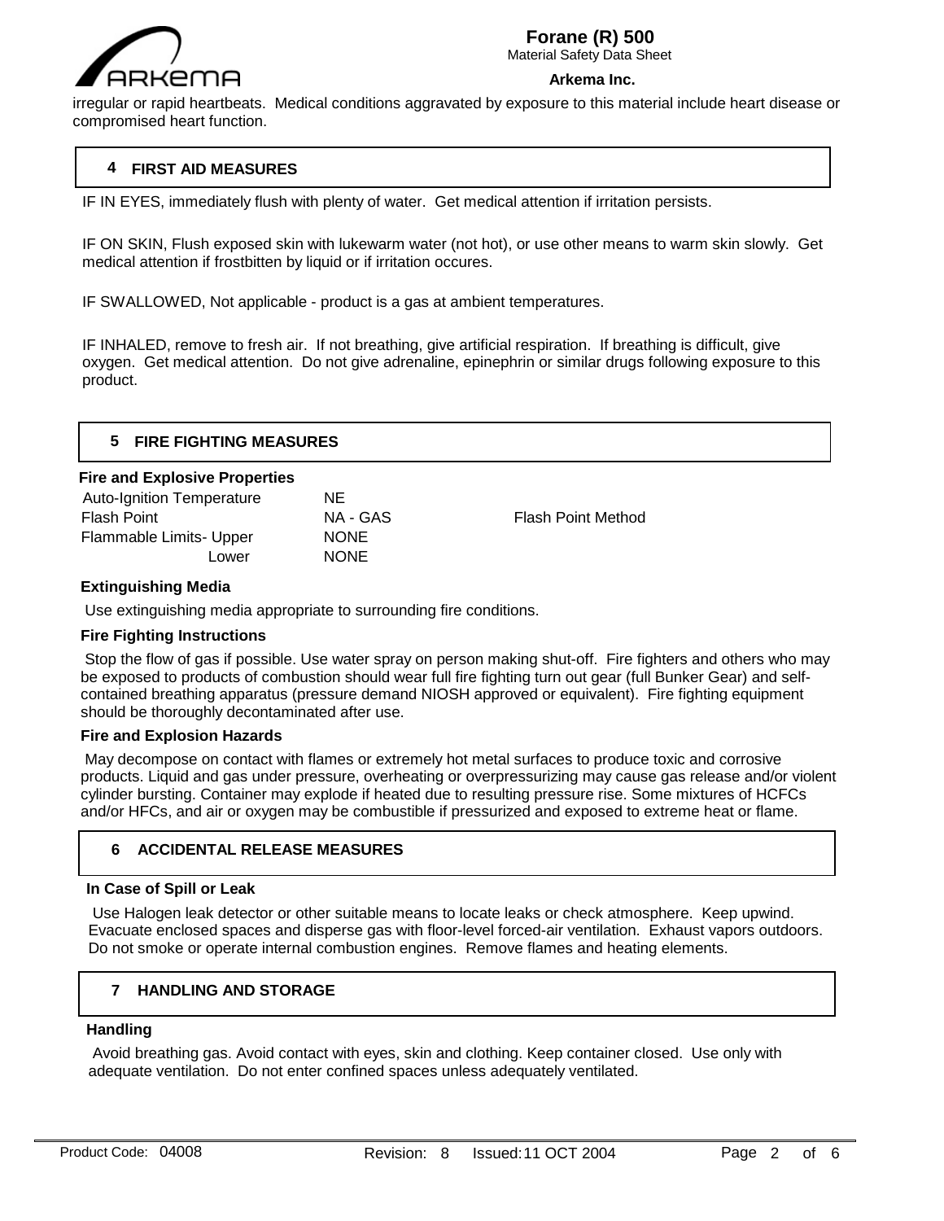irregular or rapid heartbeats. Medical conditions aggravated by exposure to this material include heart disease or compromised heart function.

## 4 FIRST AID MEASURES

IF IN EYES, immediately flush with plenty of water. Get medical attention if irritation persists.

IF ON SKIN, Flush exposed skin with lukewarm water (not hot), or use other means to warm skin slowly. Get medical attention if frostbitten by liquid or if irritation occures.

IF SWALLOWED, Not applicable - product is a gas at ambient temperatures.

IF INHALED, remove to fresh air. If not breathing, give artificial respiration. If breathing is difficult, give oxygen. Get medical attention. Do not give adrenaline, epinephrin or similar drugs following exposure to this product.

## 5 FIRE FIGHTING MEASURES

### Fire and Explosive Properties

| | | |
|---|---|---|
| Auto-Ignition Temperature | NE | |
| Flash Point | NA - GAS | Flash Point Method |
| Flammable Limits- Upper | NONE | |
| Lower | NONE | |

### Extinguishing Media

Use extinguishing media appropriate to surrounding fire conditions.

### Fire Fighting Instructions

Stop the flow of gas if possible. Use water spray on person making shut-off. Fire fighters and others who may be exposed to products of combustion should wear full fire fighting turn out gear (full Bunker Gear) and self-contained breathing apparatus (pressure demand NIOSH approved or equivalent). Fire fighting equipment should be thoroughly decontaminated after use.

### Fire and Explosion Hazards

May decompose on contact with flames or extremely hot metal surfaces to produce toxic and corrosive products. Liquid and gas under pressure, overheating or overpressurizing may cause gas release and/or violent cylinder bursting. Container may explode if heated due to resulting pressure rise. Some mixtures of HCFCs and/or HFCs, and air or oxygen may be combustible if pressurized and exposed to extreme heat or flame.

## 6 ACCIDENTAL RELEASE MEASURES

### In Case of Spill or Leak

Use Halogen leak detector or other suitable means to locate leaks or check atmosphere. Keep upwind. Evacuate enclosed spaces and disperse gas with floor-level forced-air ventilation. Exhaust vapors outdoors. Do not smoke or operate internal combustion engines. Remove flames and heating elements.

## 7 HANDLING AND STORAGE

### Handling

Avoid breathing gas. Avoid contact with eyes, skin and clothing. Keep container closed. Use only with adequate ventilation. Do not enter confined spaces unless adequately ventilated.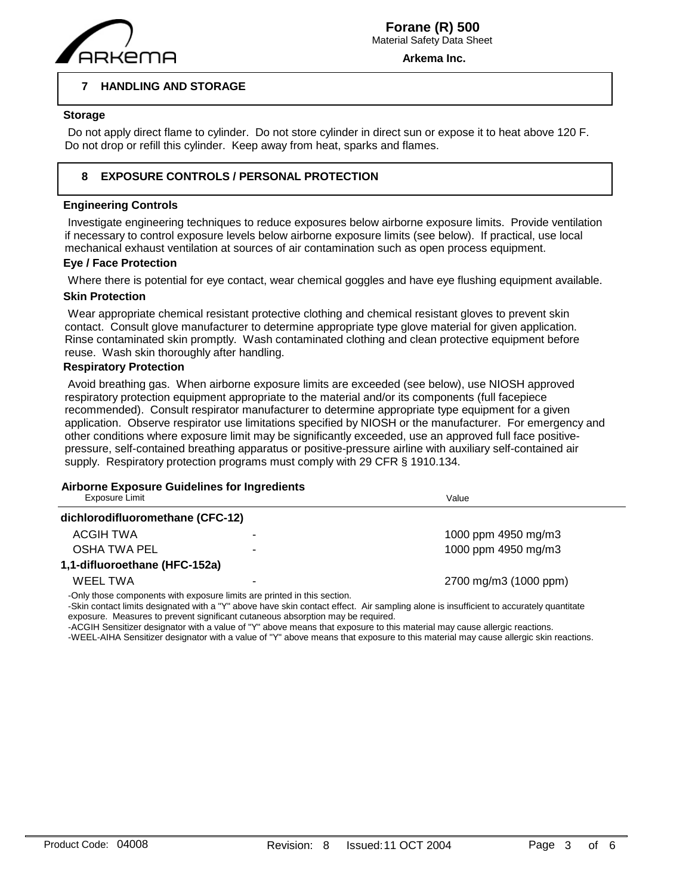## 7 HANDLING AND STORAGE

### Storage

Do not apply direct flame to cylinder. Do not store cylinder in direct sun or expose it to heat above 120 F. Do not drop or refill this cylinder. Keep away from heat, sparks and flames.

## 8 EXPOSURE CONTROLS / PERSONAL PROTECTION

### Engineering Controls

Investigate engineering techniques to reduce exposures below airborne exposure limits. Provide ventilation if necessary to control exposure levels below airborne exposure limits (see below). If practical, use local mechanical exhaust ventilation at sources of air contamination such as open process equipment.

### Eye / Face Protection

Where there is potential for eye contact, wear chemical goggles and have eye flushing equipment available.

### Skin Protection

Wear appropriate chemical resistant protective clothing and chemical resistant gloves to prevent skin contact. Consult glove manufacturer to determine appropriate type glove material for given application. Rinse contaminated skin promptly. Wash contaminated clothing and clean protective equipment before reuse. Wash skin thoroughly after handling.

### Respiratory Protection

Avoid breathing gas. When airborne exposure limits are exceeded (see below), use NIOSH approved respiratory protection equipment appropriate to the material and/or its components (full facepiece recommended). Consult respirator manufacturer to determine appropriate type equipment for a given application. Observe respirator use limitations specified by NIOSH or the manufacturer. For emergency and other conditions where exposure limit may be significantly exceeded, use an approved full face positive-pressure, self-contained breathing apparatus or positive-pressure airline with auxiliary self-contained air supply. Respiratory protection programs must comply with 29 CFR § 1910.134.

### Airborne Exposure Guidelines for Ingredients

| Exposure Limit | | Value |
|---|---|---|
| **dichlorodifluoromethane (CFC-12)** | | |
| ACGIH TWA | - | 1000 ppm 4950 mg/m3 |
| OSHA TWA PEL | - | 1000 ppm 4950 mg/m3 |
| **1,1-difluoroethane (HFC-152a)** | | |
| WEEL TWA | - | 2700 mg/m3 (1000 ppm) |

-Only those components with exposure limits are printed in this section.
-Skin contact limits designated with a "Y" above have skin contact effect. Air sampling alone is insufficient to accurately quantitate exposure. Measures to prevent significant cutaneous absorption may be required.
-ACGIH Sensitizer designator with a value of "Y" above means that exposure to this material may cause allergic reactions.
-WEEL-AIHA Sensitizer designator with a value of "Y" above means that exposure to this material may cause allergic skin reactions.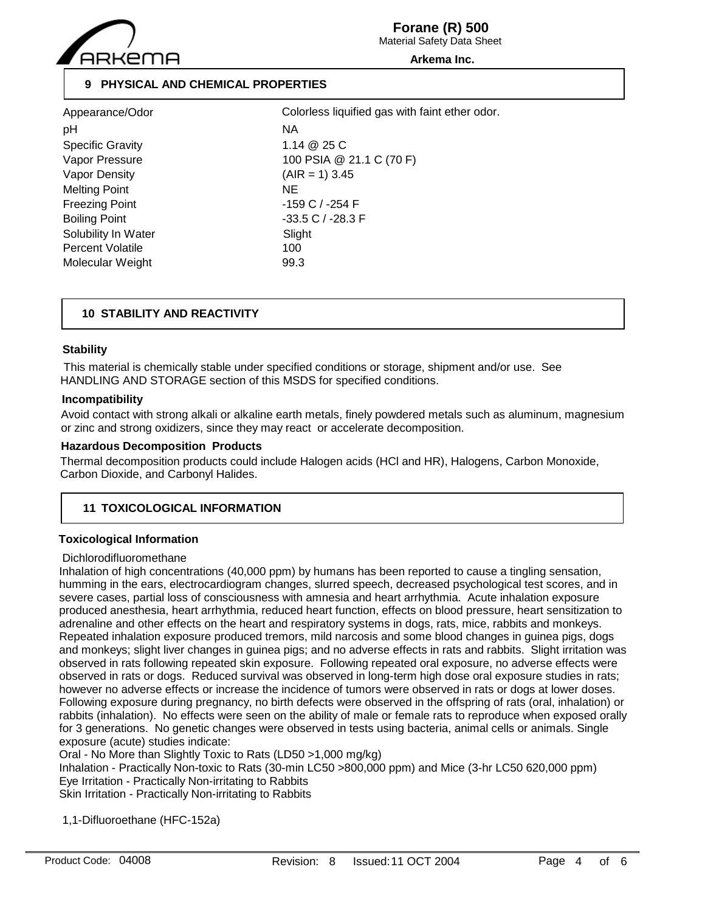## 9 PHYSICAL AND CHEMICAL PROPERTIES

| | |
|---|---|
| Appearance/Odor | Colorless liquified gas with faint ether odor. |
| pH | NA |
| Specific Gravity | 1.14 @ 25 C |
| Vapor Pressure | 100 PSIA @ 21.1 C (70 F) |
| Vapor Density | (AIR = 1) 3.45 |
| Melting Point | NE |
| Freezing Point | -159 C / -254 F |
| Boiling Point | -33.5 C / -28.3 F |
| Solubility In Water | Slight |
| Percent Volatile | 100 |
| Molecular Weight | 99.3 |

## 10 STABILITY AND REACTIVITY

**Stability**

This material is chemically stable under specified conditions or storage, shipment and/or use. See HANDLING AND STORAGE section of this MSDS for specified conditions.

**Incompatibility**

Avoid contact with strong alkali or alkaline earth metals, finely powdered metals such as aluminum, magnesium or zinc and strong oxidizers, since they may react or accelerate decomposition.

**Hazardous Decomposition Products**

Thermal decomposition products could include Halogen acids (HCl and HR), Halogens, Carbon Monoxide, Carbon Dioxide, and Carbonyl Halides.

## 11 TOXICOLOGICAL INFORMATION

**Toxicological Information**

Dichlorodifluoromethane

Inhalation of high concentrations (40,000 ppm) by humans has been reported to cause a tingling sensation, humming in the ears, electrocardiogram changes, slurred speech, decreased psychological test scores, and in severe cases, partial loss of consciousness with amnesia and heart arrhythmia. Acute inhalation exposure produced anesthesia, heart arrhythmia, reduced heart function, effects on blood pressure, heart sensitization to adrenaline and other effects on the heart and respiratory systems in dogs, rats, mice, rabbits and monkeys. Repeated inhalation exposure produced tremors, mild narcosis and some blood changes in guinea pigs, dogs and monkeys; slight liver changes in guinea pigs; and no adverse effects in rats and rabbits. Slight irritation was observed in rats following repeated skin exposure. Following repeated oral exposure, no adverse effects were observed in rats or dogs. Reduced survival was observed in long-term high dose oral exposure studies in rats; however no adverse effects or increase the incidence of tumors were observed in rats or dogs at lower doses. Following exposure during pregnancy, no birth defects were observed in the offspring of rats (oral, inhalation) or rabbits (inhalation). No effects were seen on the ability of male or female rats to reproduce when exposed orally for 3 generations. No genetic changes were observed in tests using bacteria, animal cells or animals. Single exposure (acute) studies indicate:

Oral - No More than Slightly Toxic to Rats (LD50 >1,000 mg/kg)
Inhalation - Practically Non-toxic to Rats (30-min LC50 >800,000 ppm) and Mice (3-hr LC50 620,000 ppm)
Eye Irritation - Practically Non-irritating to Rabbits
Skin Irritation - Practically Non-irritating to Rabbits

1,1-Difluoroethane (HFC-152a)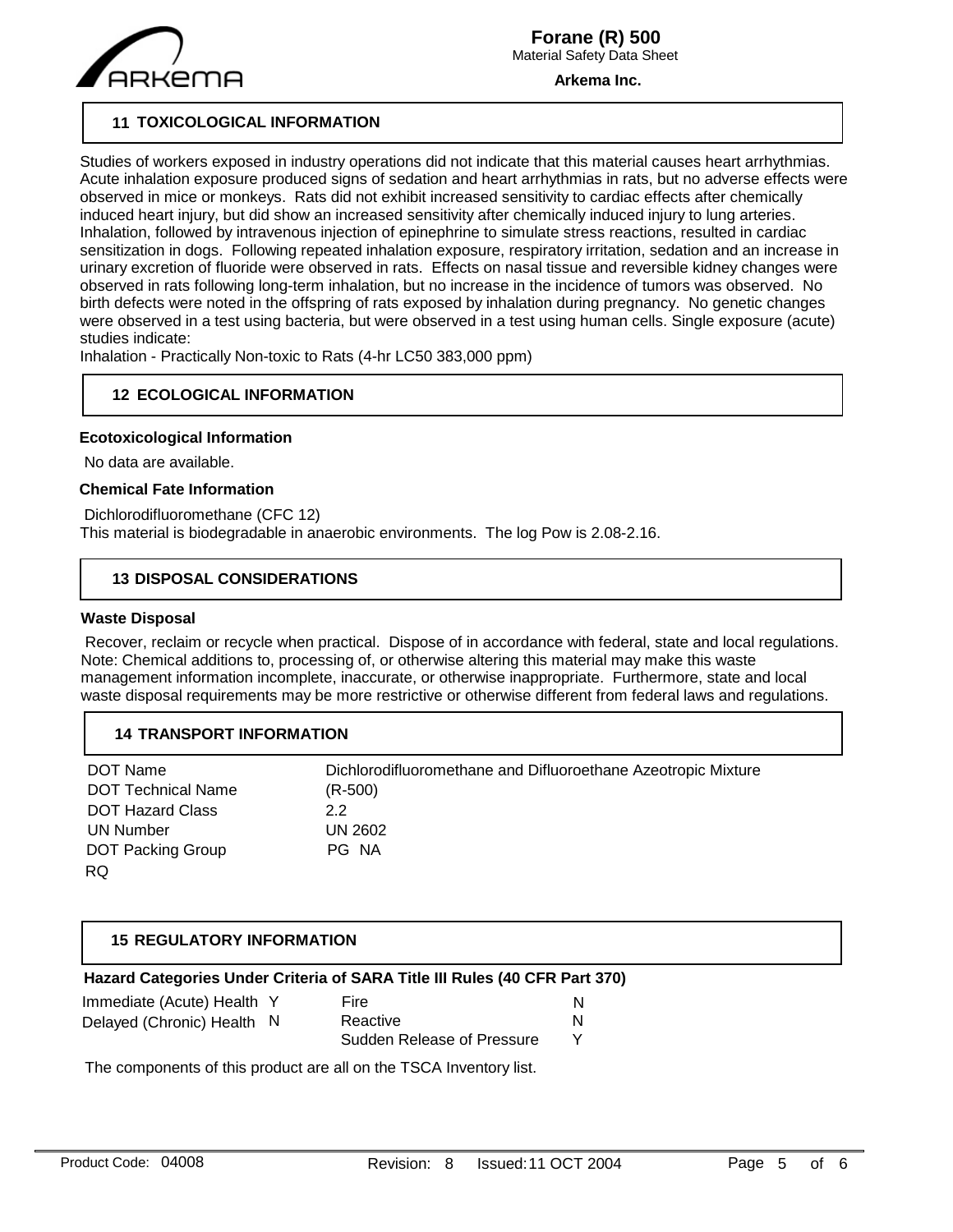## 11 TOXICOLOGICAL INFORMATION

Studies of workers exposed in industry operations did not indicate that this material causes heart arrhythmias. Acute inhalation exposure produced signs of sedation and heart arrhythmias in rats, but no adverse effects were observed in mice or monkeys. Rats did not exhibit increased sensitivity to cardiac effects after chemically induced heart injury, but did show an increased sensitivity after chemically induced injury to lung arteries. Inhalation, followed by intravenous injection of epinephrine to simulate stress reactions, resulted in cardiac sensitization in dogs. Following repeated inhalation exposure, respiratory irritation, sedation and an increase in urinary excretion of fluoride were observed in rats. Effects on nasal tissue and reversible kidney changes were observed in rats following long-term inhalation, but no increase in the incidence of tumors was observed. No birth defects were noted in the offspring of rats exposed by inhalation during pregnancy. No genetic changes were observed in a test using bacteria, but were observed in a test using human cells. Single exposure (acute) studies indicate:

Inhalation - Practically Non-toxic to Rats (4-hr LC50 383,000 ppm)

## 12 ECOLOGICAL INFORMATION

**Ecotoxicological Information**

No data are available.

**Chemical Fate Information**

Dichlorodifluoromethane (CFC 12)

This material is biodegradable in anaerobic environments. The log Pow is 2.08-2.16.

## 13 DISPOSAL CONSIDERATIONS

**Waste Disposal**

Recover, reclaim or recycle when practical. Dispose of in accordance with federal, state and local regulations. Note: Chemical additions to, processing of, or otherwise altering this material may make this waste management information incomplete, inaccurate, or otherwise inappropriate. Furthermore, state and local waste disposal requirements may be more restrictive or otherwise different from federal laws and regulations.

## 14 TRANSPORT INFORMATION

| | |
|---|---|
| DOT Name | Dichlorodifluoromethane and Difluoroethane Azeotropic Mixture |
| DOT Technical Name | (R-500) |
| DOT Hazard Class | 2.2 |
| UN Number | UN 2602 |
| DOT Packing Group | PG NA |
| RQ | |

## 15 REGULATORY INFORMATION

**Hazard Categories Under Criteria of SARA Title III Rules (40 CFR Part 370)**

| | | | |
|---|---|---|---|
| Immediate (Acute) Health | Y | Fire | N |
| Delayed (Chronic) Health | N | Reactive | N |
| | | Sudden Release of Pressure | Y |

The components of this product are all on the TSCA Inventory list.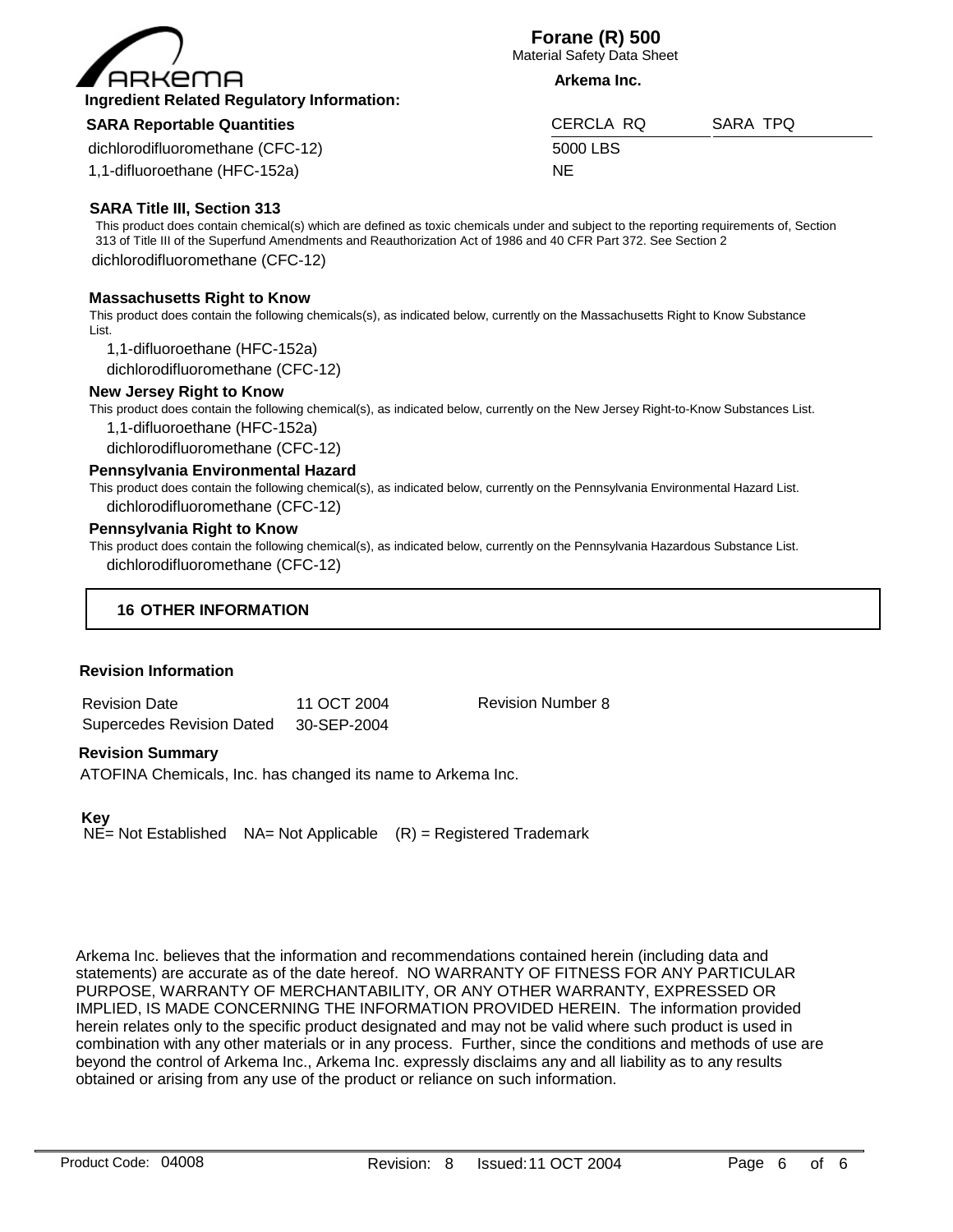**Ingredient Related Regulatory Information:**

| SARA Reportable Quantities | CERCLA RQ | SARA TPQ |
|---|---|---|
| dichlorodifluoromethane (CFC-12) | 5000 LBS | |
| 1,1-difluoroethane (HFC-152a) | NE | |

**SARA Title III, Section 313**

This product does contain chemical(s) which are defined as toxic chemicals under and subject to the reporting requirements of, Section 313 of Title III of the Superfund Amendments and Reauthorization Act of 1986 and 40 CFR Part 372. See Section 2

dichlorodifluoromethane (CFC-12)

**Massachusetts Right to Know**

This product does contain the following chemicals(s), as indicated below, currently on the Massachusetts Right to Know Substance List.

1,1-difluoroethane (HFC-152a)
dichlorodifluoromethane (CFC-12)

**New Jersey Right to Know**

This product does contain the following chemical(s), as indicated below, currently on the New Jersey Right-to-Know Substances List.

1,1-difluoroethane (HFC-152a)
dichlorodifluoromethane (CFC-12)

**Pennsylvania Environmental Hazard**

This product does contain the following chemical(s), as indicated below, currently on the Pennsylvania Environmental Hazard List.

dichlorodifluoromethane (CFC-12)

**Pennsylvania Right to Know**

This product does contain the following chemical(s), as indicated below, currently on the Pennsylvania Hazardous Substance List.

dichlorodifluoromethane (CFC-12)

## 16 OTHER INFORMATION

**Revision Information**

| | | |
|---|---|---|
| Revision Date | 11 OCT 2004 | Revision Number 8 |
| Supercedes Revision Dated | 30-SEP-2004 | |

**Revision Summary**

ATOFINA Chemicals, Inc. has changed its name to Arkema Inc.

**Key**

NE= Not Established NA= Not Applicable (R) = Registered Trademark

Arkema Inc. believes that the information and recommendations contained herein (including data and statements) are accurate as of the date hereof. NO WARRANTY OF FITNESS FOR ANY PARTICULAR PURPOSE, WARRANTY OF MERCHANTABILITY, OR ANY OTHER WARRANTY, EXPRESSED OR IMPLIED, IS MADE CONCERNING THE INFORMATION PROVIDED HEREIN. The information provided herein relates only to the specific product designated and may not be valid where such product is used in combination with any other materials or in any process. Further, since the conditions and methods of use are beyond the control of Arkema Inc., Arkema Inc. expressly disclaims any and all liability as to any results obtained or arising from any use of the product or reliance on such information.